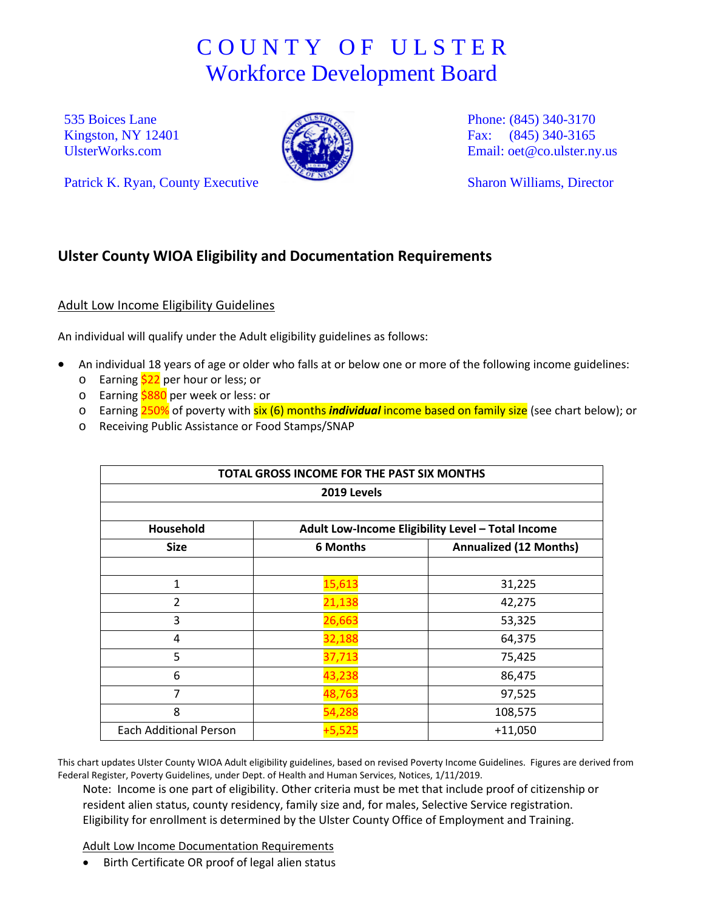# COUNTY OF ULSTER
## Workforce Development Board

535 Boices Lane
Kingston, NY 12401
UlsterWorks.com

Phone: (845) 340-3170
Fax: (845) 340-3165
Email: oet@co.ulster.ny.us

Patrick K. Ryan, County Executive

Sharon Williams, Director

## Ulster County WIOA Eligibility and Documentation Requirements

Adult Low Income Eligibility Guidelines

An individual will qualify under the Adult eligibility guidelines as follows:

- An individual 18 years of age or older who falls at or below one or more of the following income guidelines:
  - Earning $22 per hour or less; or
  - Earning $880 per week or less: or
  - Earning 250% of poverty with six (6) months ***individual*** income based on family size (see chart below); or
  - Receiving Public Assistance or Food Stamps/SNAP

| TOTAL GROSS INCOME FOR THE PAST SIX MONTHS | | |
|---|---|---|
| **2019 Levels** | | |
| | | |
| **Household** | **Adult Low-Income Eligibility Level – Total Income** | |
| **Size** | **6 Months** | **Annualized (12 Months)** |
| | | |
| 1 | 15,613 | 31,225 |
| 2 | 21,138 | 42,275 |
| 3 | 26,663 | 53,325 |
| 4 | 32,188 | 64,375 |
| 5 | 37,713 | 75,425 |
| 6 | 43,238 | 86,475 |
| 7 | 48,763 | 97,525 |
| 8 | 54,288 | 108,575 |
| Each Additional Person | +5,525 | +11,050 |

This chart updates Ulster County WIOA Adult eligibility guidelines, based on revised Poverty Income Guidelines. Figures are derived from Federal Register, Poverty Guidelines, under Dept. of Health and Human Services, Notices, 1/11/2019.

Note: Income is one part of eligibility. Other criteria must be met that include proof of citizenship or resident alien status, county residency, family size and, for males, Selective Service registration. Eligibility for enrollment is determined by the Ulster County Office of Employment and Training.

Adult Low Income Documentation Requirements

- Birth Certificate OR proof of legal alien status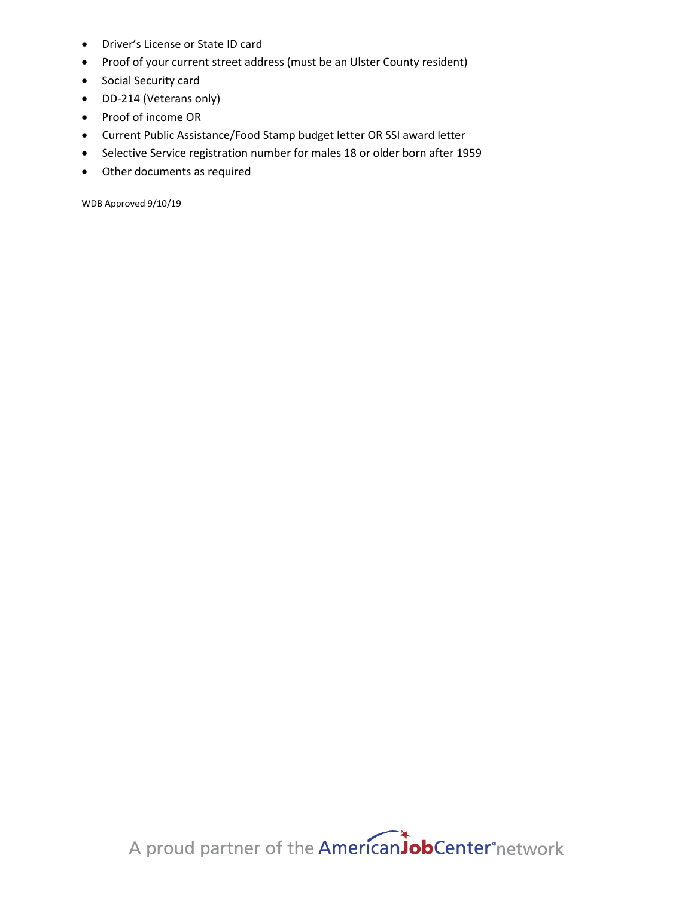- Driver's License or State ID card
- Proof of your current street address (must be an Ulster County resident)
- Social Security card
- DD-214 (Veterans only)
- Proof of income OR
- Current Public Assistance/Food Stamp budget letter OR SSI award letter
- Selective Service registration number for males 18 or older born after 1959
- Other documents as required

WDB Approved 9/10/19